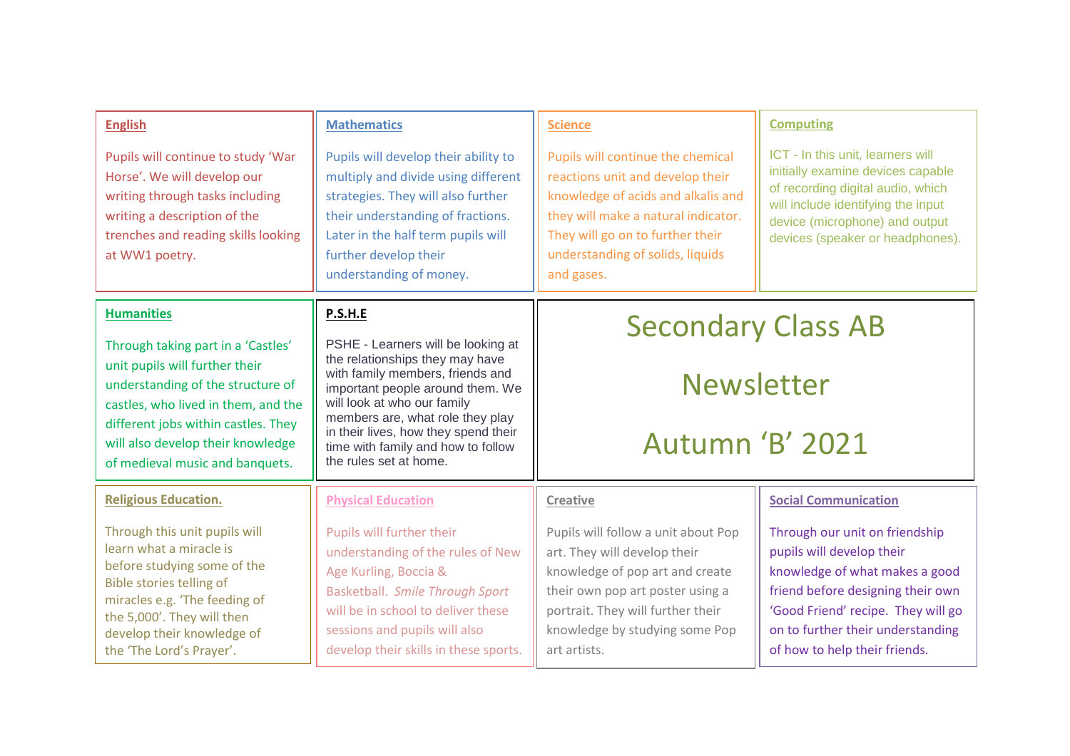# Secondary Class AB

# Newsletter

# Autumn 'B' 2021

## English

Pupils will continue to study 'War Horse'. We will develop our writing through tasks including writing a description of the trenches and reading skills looking at WW1 poetry.

## Mathematics

Pupils will develop their ability to multiply and divide using different strategies. They will also further their understanding of fractions. Later in the half term pupils will further develop their understanding of money.

## Science

Pupils will continue the chemical reactions unit and develop their knowledge of acids and alkalis and they will make a natural indicator. They will go on to further their understanding of solids, liquids and gases.

## Computing

ICT - In this unit, learners will initially examine devices capable of recording digital audio, which will include identifying the input device (microphone) and output devices (speaker or headphones).

## Humanities

Through taking part in a 'Castles' unit pupils will further their understanding of the structure of castles, who lived in them, and the different jobs within castles. They will also develop their knowledge of medieval music and banquets.

## P.S.H.E

PSHE - Learners will be looking at the relationships they may have with family members, friends and important people around them. We will look at who our family members are, what role they play in their lives, how they spend their time with family and how to follow the rules set at home.

## Religious Education.

Through this unit pupils will learn what a miracle is before studying some of the Bible stories telling of miracles e.g. 'The feeding of the 5,000'. They will then develop their knowledge of the 'The Lord's Prayer'.

## Physical Education

Pupils will further their understanding of the rules of New Age Kurling, Boccia & Basketball. *Smile Through Sport* will be in school to deliver these sessions and pupils will also develop their skills in these sports.

## Creative

Pupils will follow a unit about Pop art. They will develop their knowledge of pop art and create their own pop art poster using a portrait. They will further their knowledge by studying some Pop art artists.

## Social Communication

Through our unit on friendship pupils will develop their knowledge of what makes a good friend before designing their own 'Good Friend' recipe. They will go on to further their understanding of how to help their friends.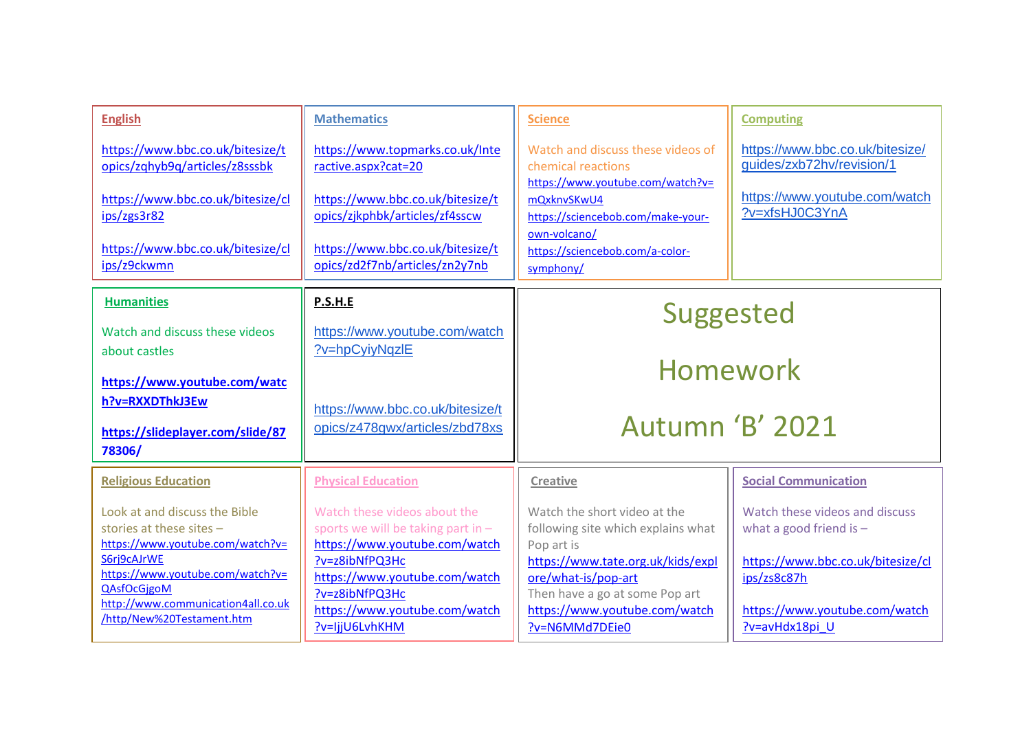# Suggested Homework Autumn 'B' 2021

## English

https://www.bbc.co.uk/bitesize/topics/zqhyb9q/articles/z8sssbk

https://www.bbc.co.uk/bitesize/clips/zgs3r82

https://www.bbc.co.uk/bitesize/clips/z9ckwmn

## Mathematics

https://www.topmarks.co.uk/Interactive.aspx?cat=20

https://www.bbc.co.uk/bitesize/topics/zjkphbk/articles/zf4sscw

https://www.bbc.co.uk/bitesize/topics/zd2f7nb/articles/zn2y7nb

## Science

Watch and discuss these videos of chemical reactions

https://www.youtube.com/watch?v=mQxknvSKwU4

https://sciencebob.com/make-your-own-volcano/

https://sciencebob.com/a-color-symphony/

## Computing

https://www.bbc.co.uk/bitesize/guides/zxb72hv/revision/1

https://www.youtube.com/watch?v=xfsHJ0C3YnA

## Humanities

Watch and discuss these videos about castles

**https://www.youtube.com/watch?v=RXXDThkJ3Ew**

**https://slideplayer.com/slide/8778306/**

## P.S.H.E

https://www.youtube.com/watch?v=hpCyiyNqzlE

https://www.bbc.co.uk/bitesize/topics/z478gwx/articles/zbd78xs

## Religious Education

Look at and discuss the Bible stories at these sites –

https://www.youtube.com/watch?v=S6rj9cAJrWE

https://www.youtube.com/watch?v=QAsfOcGjgoM

http://www.communication4all.co.uk/http/New%20Testament.htm

## Physical Education

Watch these videos about the sports we will be taking part in –

https://www.youtube.com/watch?v=z8ibNfPQ3Hc

https://www.youtube.com/watch?v=z8ibNfPQ3Hc

https://www.youtube.com/watch?v=IjjU6LvhKHM

## Creative

Watch the short video at the following site which explains what Pop art is

https://www.tate.org.uk/kids/explore/what-is/pop-art

Then have a go at some Pop art

https://www.youtube.com/watch?v=N6MMd7DEie0

## Social Communication

Watch these videos and discuss what a good friend is –

https://www.bbc.co.uk/bitesize/clips/zs8c87h

https://www.youtube.com/watch?v=avHdx18pi_U